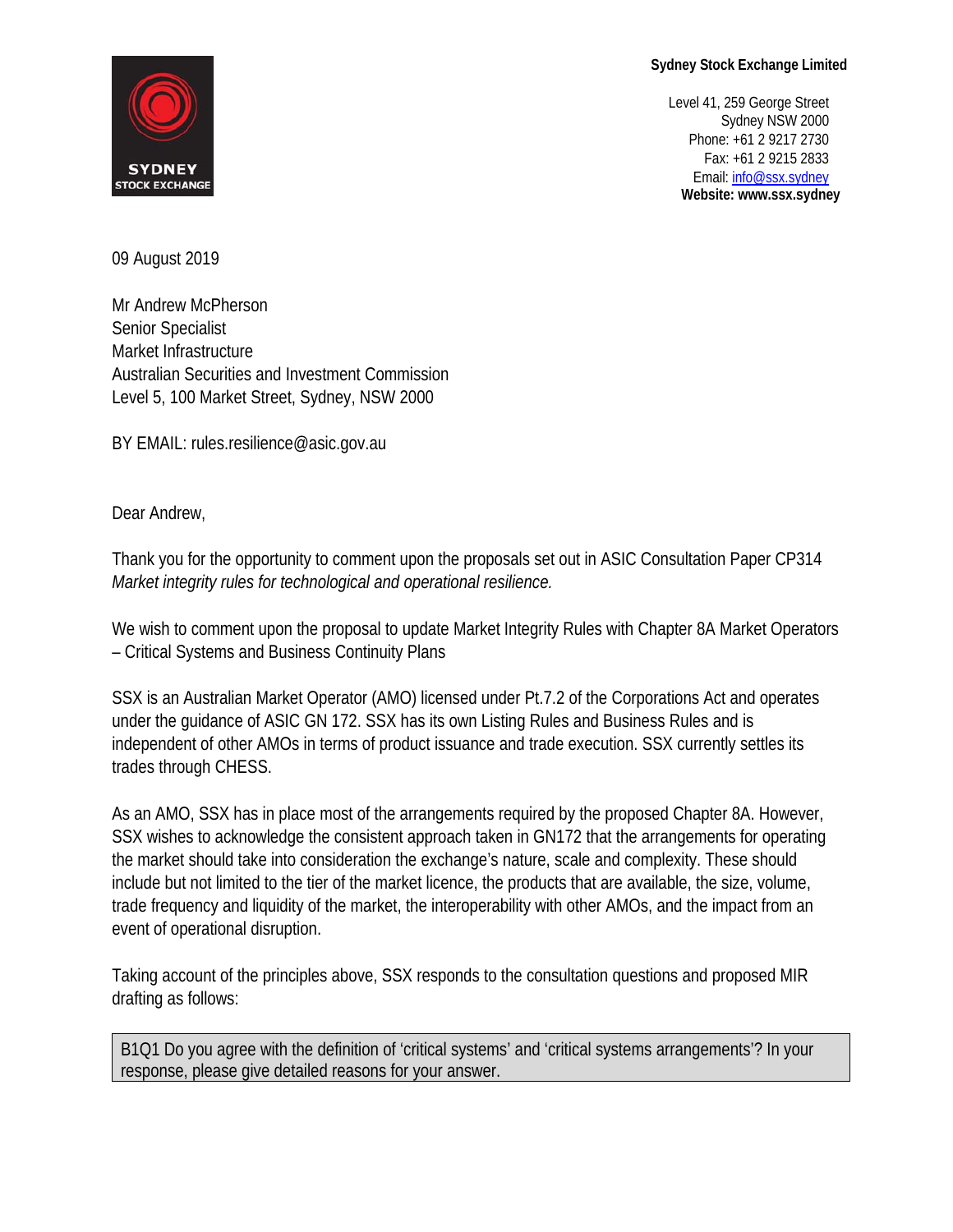**Sydney Stock Exchange Limited**

Level 41, 259 George Street
Sydney NSW 2000
Phone: +61 2 9217 2730
Fax: +61 2 9215 2833
Email: info@ssx.sydney
**Website: www.ssx.sydney**

09 August 2019

Mr Andrew McPherson
Senior Specialist
Market Infrastructure
Australian Securities and Investment Commission
Level 5, 100 Market Street, Sydney, NSW 2000

BY EMAIL: rules.resilience@asic.gov.au

Dear Andrew,

Thank you for the opportunity to comment upon the proposals set out in ASIC Consultation Paper CP314 *Market integrity rules for technological and operational resilience.*

We wish to comment upon the proposal to update Market Integrity Rules with Chapter 8A Market Operators – Critical Systems and Business Continuity Plans

SSX is an Australian Market Operator (AMO) licensed under Pt.7.2 of the Corporations Act and operates under the guidance of ASIC GN 172. SSX has its own Listing Rules and Business Rules and is independent of other AMOs in terms of product issuance and trade execution. SSX currently settles its trades through CHESS.

As an AMO, SSX has in place most of the arrangements required by the proposed Chapter 8A. However, SSX wishes to acknowledge the consistent approach taken in GN172 that the arrangements for operating the market should take into consideration the exchange's nature, scale and complexity. These should include but not limited to the tier of the market licence, the products that are available, the size, volume, trade frequency and liquidity of the market, the interoperability with other AMOs, and the impact from an event of operational disruption.

Taking account of the principles above, SSX responds to the consultation questions and proposed MIR drafting as follows:

| B1Q1 Do you agree with the definition of 'critical systems' and 'critical systems arrangements'? In your response, please give detailed reasons for your answer. |
|---|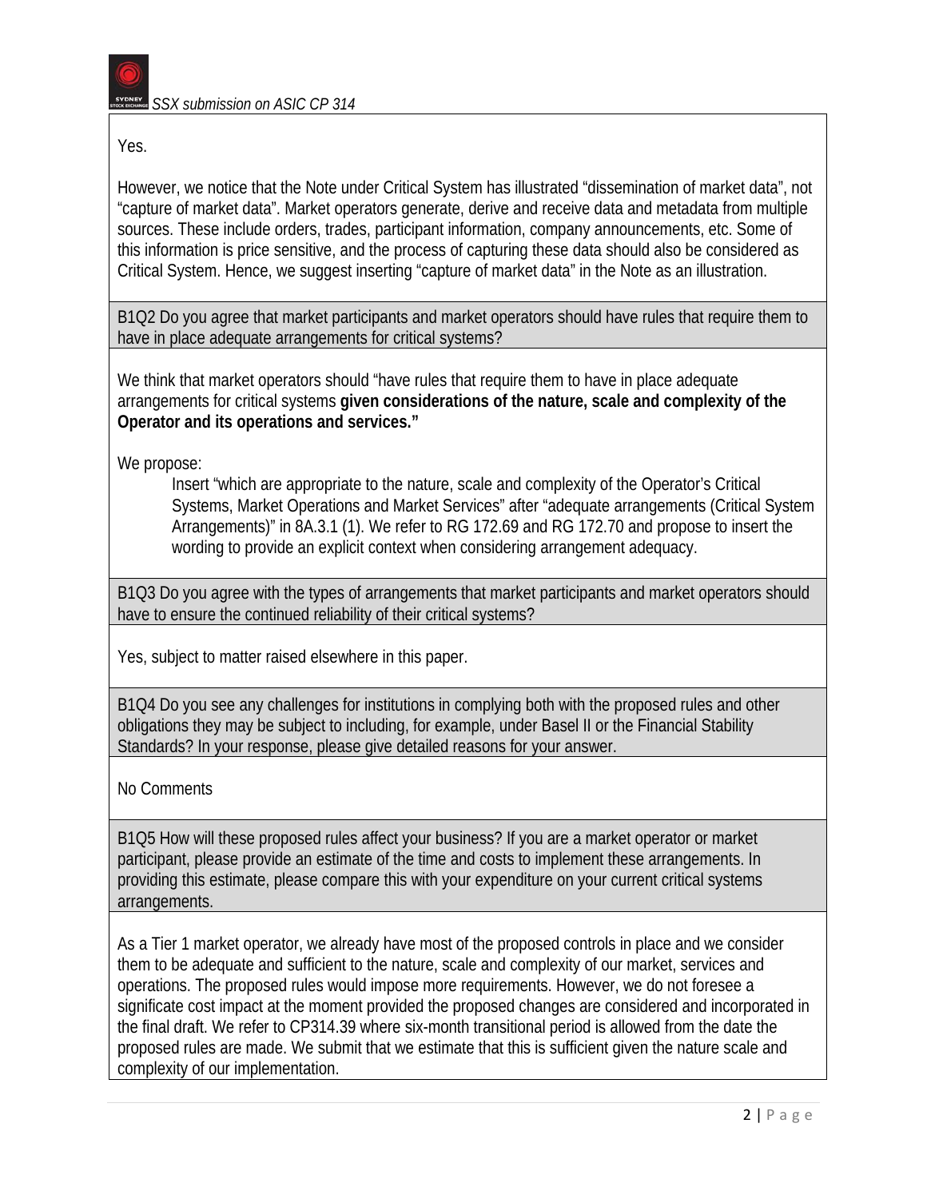Yes.

However, we notice that the Note under Critical System has illustrated "dissemination of market data", not "capture of market data". Market operators generate, derive and receive data and metadata from multiple sources. These include orders, trades, participant information, company announcements, etc. Some of this information is price sensitive, and the process of capturing these data should also be considered as Critical System. Hence, we suggest inserting "capture of market data" in the Note as an illustration.

B1Q2 Do you agree that market participants and market operators should have rules that require them to have in place adequate arrangements for critical systems?

We think that market operators should "have rules that require them to have in place adequate arrangements for critical systems **given considerations of the nature, scale and complexity of the Operator and its operations and services.**"

We propose:

> Insert "which are appropriate to the nature, scale and complexity of the Operator's Critical Systems, Market Operations and Market Services" after "adequate arrangements (Critical System Arrangements)" in 8A.3.1 (1). We refer to RG 172.69 and RG 172.70 and propose to insert the wording to provide an explicit context when considering arrangement adequacy.

B1Q3 Do you agree with the types of arrangements that market participants and market operators should have to ensure the continued reliability of their critical systems?

Yes, subject to matter raised elsewhere in this paper.

B1Q4 Do you see any challenges for institutions in complying both with the proposed rules and other obligations they may be subject to including, for example, under Basel II or the Financial Stability Standards? In your response, please give detailed reasons for your answer.

No Comments

B1Q5 How will these proposed rules affect your business? If you are a market operator or market participant, please provide an estimate of the time and costs to implement these arrangements. In providing this estimate, please compare this with your expenditure on your current critical systems arrangements.

As a Tier 1 market operator, we already have most of the proposed controls in place and we consider them to be adequate and sufficient to the nature, scale and complexity of our market, services and operations. The proposed rules would impose more requirements. However, we do not foresee a significate cost impact at the moment provided the proposed changes are considered and incorporated in the final draft. We refer to CP314.39 where six-month transitional period is allowed from the date the proposed rules are made. We submit that we estimate that this is sufficient given the nature scale and complexity of our implementation.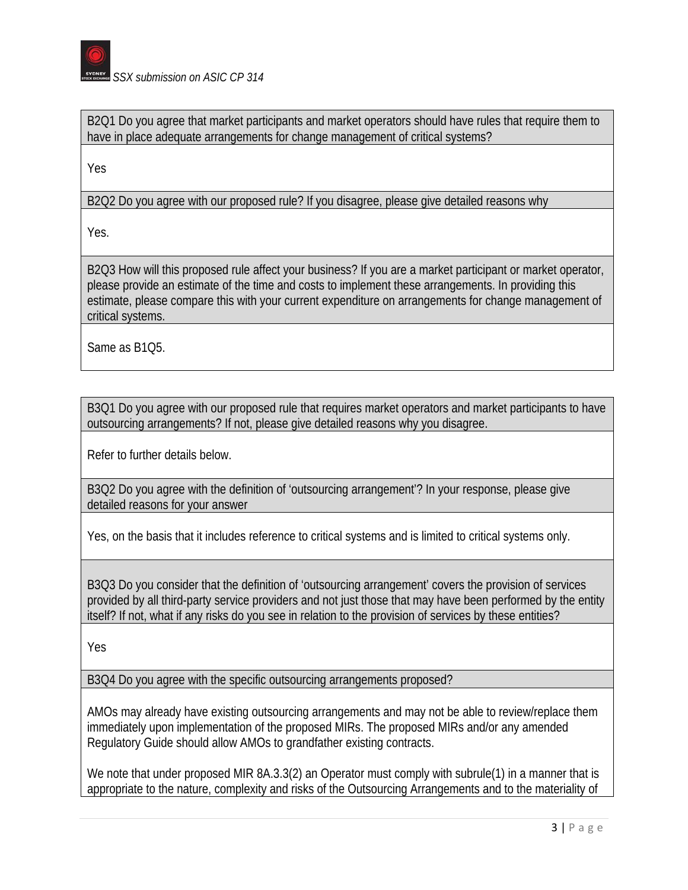| B2Q1 Do you agree that market participants and market operators should have rules that require them to have in place adequate arrangements for change management of critical systems? |
| --- |
| Yes |
| B2Q2 Do you agree with our proposed rule? If you disagree, please give detailed reasons why |
| Yes. |
| B2Q3 How will this proposed rule affect your business? If you are a market participant or market operator, please provide an estimate of the time and costs to implement these arrangements. In providing this estimate, please compare this with your current expenditure on arrangements for change management of critical systems. |
| Same as B1Q5. |

| B3Q1 Do you agree with our proposed rule that requires market operators and market participants to have outsourcing arrangements? If not, please give detailed reasons why you disagree. |
| --- |
| Refer to further details below. |
| B3Q2 Do you agree with the definition of 'outsourcing arrangement'? In your response, please give detailed reasons for your answer |
| Yes, on the basis that it includes reference to critical systems and is limited to critical systems only. |
| B3Q3 Do you consider that the definition of 'outsourcing arrangement' covers the provision of services provided by all third-party service providers and not just those that may have been performed by the entity itself? If not, what if any risks do you see in relation to the provision of services by these entities? |
| Yes |
| B3Q4 Do you agree with the specific outsourcing arrangements proposed? |
| AMOs may already have existing outsourcing arrangements and may not be able to review/replace them immediately upon implementation of the proposed MIRs. The proposed MIRs and/or any amended Regulatory Guide should allow AMOs to grandfather existing contracts. <br><br> We note that under proposed MIR 8A.3.3(2) an Operator must comply with subrule(1) in a manner that is appropriate to the nature, complexity and risks of the Outsourcing Arrangements and to the materiality of |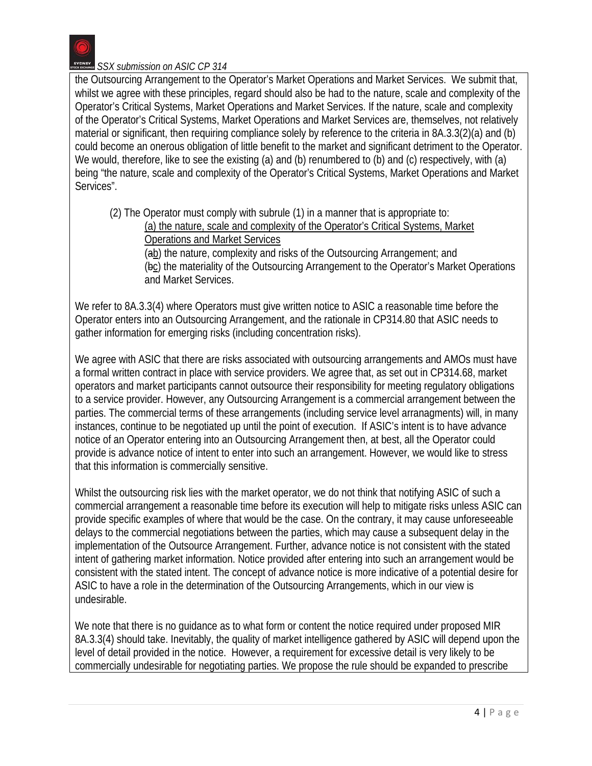the Outsourcing Arrangement to the Operator's Market Operations and Market Services. We submit that, whilst we agree with these principles, regard should also be had to the nature, scale and complexity of the Operator's Critical Systems, Market Operations and Market Services. If the nature, scale and complexity of the Operator's Critical Systems, Market Operations and Market Services are, themselves, not relatively material or significant, then requiring compliance solely by reference to the criteria in 8A.3.3(2)(a) and (b) could become an onerous obligation of little benefit to the market and significant detriment to the Operator. We would, therefore, like to see the existing (a) and (b) renumbered to (b) and (c) respectively, with (a) being "the nature, scale and complexity of the Operator's Critical Systems, Market Operations and Market Services".

> (2) The Operator must comply with subrule (1) in a manner that is appropriate to:
>
> <u>(a) the nature, scale and complexity of the Operator's Critical Systems, Market Operations and Market Services</u>
>
> (~~a~~<u>b</u>) the nature, complexity and risks of the Outsourcing Arrangement; and
>
> (~~b~~<u>c</u>) the materiality of the Outsourcing Arrangement to the Operator's Market Operations and Market Services.

We refer to 8A.3.3(4) where Operators must give written notice to ASIC a reasonable time before the Operator enters into an Outsourcing Arrangement, and the rationale in CP314.80 that ASIC needs to gather information for emerging risks (including concentration risks).

We agree with ASIC that there are risks associated with outsourcing arrangements and AMOs must have a formal written contract in place with service providers. We agree that, as set out in CP314.68, market operators and market participants cannot outsource their responsibility for meeting regulatory obligations to a service provider. However, any Outsourcing Arrangement is a commercial arrangement between the parties. The commercial terms of these arrangements (including service level arranagments) will, in many instances, continue to be negotiated up until the point of execution. If ASIC's intent is to have advance notice of an Operator entering into an Outsourcing Arrangement then, at best, all the Operator could provide is advance notice of intent to enter into such an arrangement. However, we would like to stress that this information is commercially sensitive.

Whilst the outsourcing risk lies with the market operator, we do not think that notifying ASIC of such a commercial arrangement a reasonable time before its execution will help to mitigate risks unless ASIC can provide specific examples of where that would be the case. On the contrary, it may cause unforeseeable delays to the commercial negotiations between the parties, which may cause a subsequent delay in the implementation of the Outsource Arrangement. Further, advance notice is not consistent with the stated intent of gathering market information. Notice provided after entering into such an arrangement would be consistent with the stated intent. The concept of advance notice is more indicative of a potential desire for ASIC to have a role in the determination of the Outsourcing Arrangements, which in our view is undesirable.

We note that there is no guidance as to what form or content the notice required under proposed MIR 8A.3.3(4) should take. Inevitably, the quality of market intelligence gathered by ASIC will depend upon the level of detail provided in the notice. However, a requirement for excessive detail is very likely to be commercially undesirable for negotiating parties. We propose the rule should be expanded to prescribe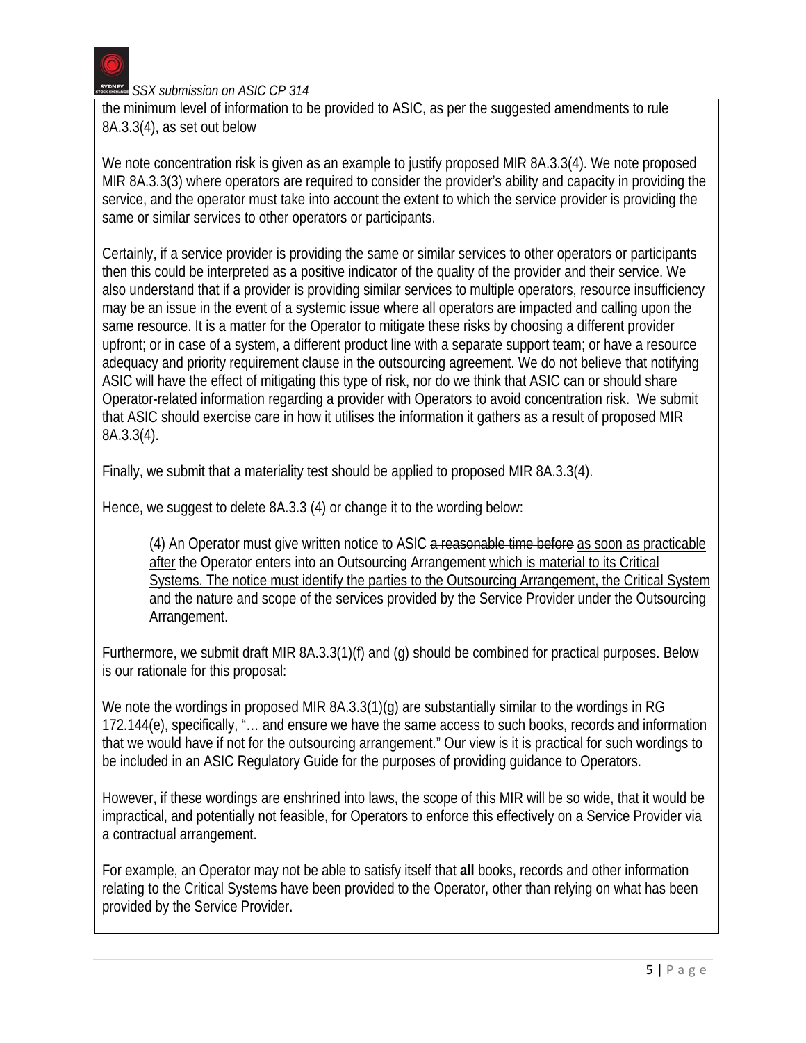the minimum level of information to be provided to ASIC, as per the suggested amendments to rule 8A.3.3(4), as set out below

We note concentration risk is given as an example to justify proposed MIR 8A.3.3(4). We note proposed MIR 8A.3.3(3) where operators are required to consider the provider's ability and capacity in providing the service, and the operator must take into account the extent to which the service provider is providing the same or similar services to other operators or participants.

Certainly, if a service provider is providing the same or similar services to other operators or participants then this could be interpreted as a positive indicator of the quality of the provider and their service. We also understand that if a provider is providing similar services to multiple operators, resource insufficiency may be an issue in the event of a systemic issue where all operators are impacted and calling upon the same resource. It is a matter for the Operator to mitigate these risks by choosing a different provider upfront; or in case of a system, a different product line with a separate support team; or have a resource adequacy and priority requirement clause in the outsourcing agreement. We do not believe that notifying ASIC will have the effect of mitigating this type of risk, nor do we think that ASIC can or should share Operator-related information regarding a provider with Operators to avoid concentration risk. We submit that ASIC should exercise care in how it utilises the information it gathers as a result of proposed MIR 8A.3.3(4).

Finally, we submit that a materiality test should be applied to proposed MIR 8A.3.3(4).

Hence, we suggest to delete 8A.3.3 (4) or change it to the wording below:

> (4) An Operator must give written notice to ASIC ~~a reasonable time before~~ <u>as soon as practicable after</u> the Operator enters into an Outsourcing Arrangement <u>which is material to its Critical Systems. The notice must identify the parties to the Outsourcing Arrangement, the Critical System and the nature and scope of the services provided by the Service Provider under the Outsourcing Arrangement.</u>

Furthermore, we submit draft MIR 8A.3.3(1)(f) and (g) should be combined for practical purposes. Below is our rationale for this proposal:

We note the wordings in proposed MIR 8A.3.3(1)(g) are substantially similar to the wordings in RG 172.144(e), specifically, "… and ensure we have the same access to such books, records and information that we would have if not for the outsourcing arrangement." Our view is it is practical for such wordings to be included in an ASIC Regulatory Guide for the purposes of providing guidance to Operators.

However, if these wordings are enshrined into laws, the scope of this MIR will be so wide, that it would be impractical, and potentially not feasible, for Operators to enforce this effectively on a Service Provider via a contractual arrangement.

For example, an Operator may not be able to satisfy itself that **all** books, records and other information relating to the Critical Systems have been provided to the Operator, other than relying on what has been provided by the Service Provider.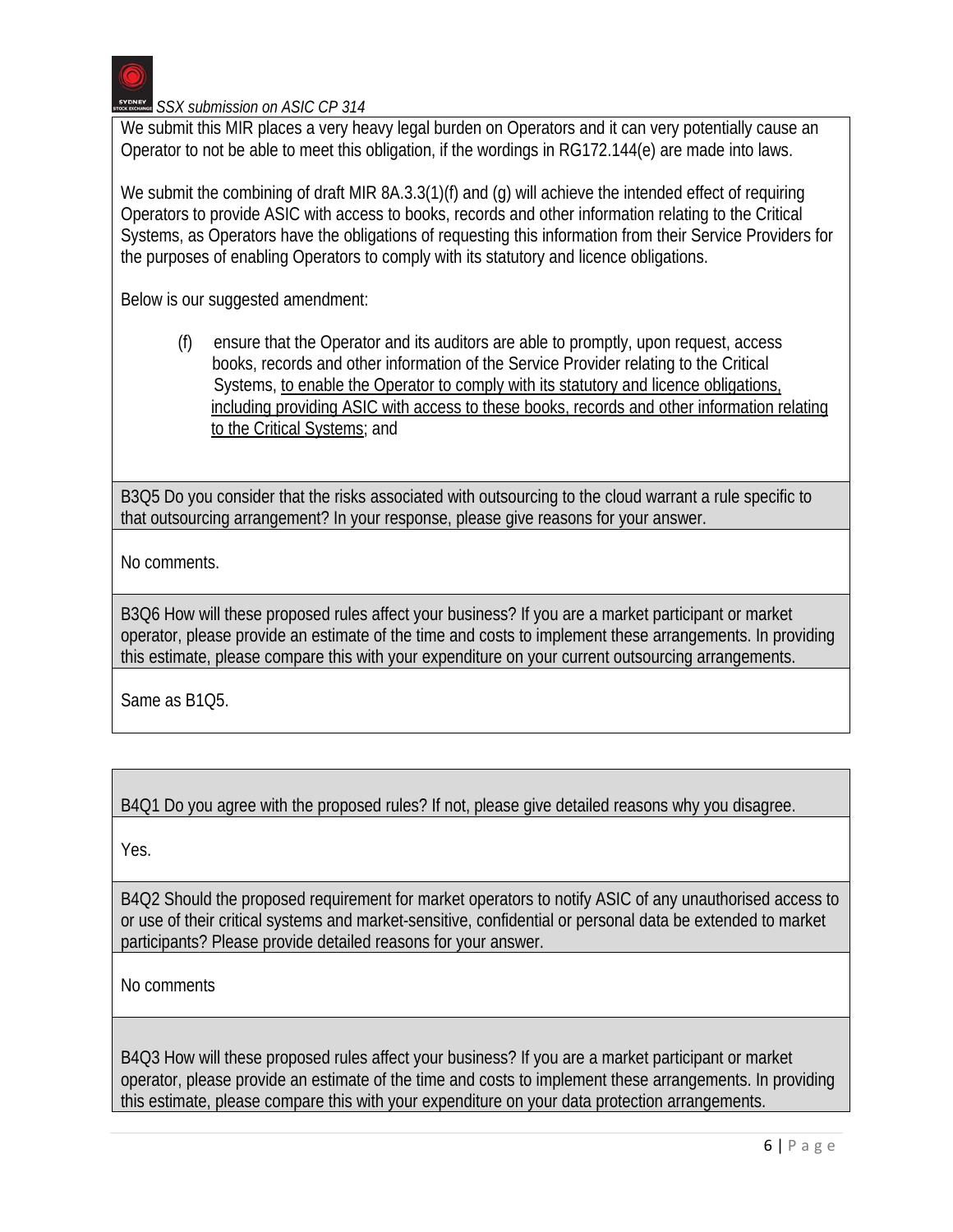We submit this MIR places a very heavy legal burden on Operators and it can very potentially cause an Operator to not be able to meet this obligation, if the wordings in RG172.144(e) are made into laws.

We submit the combining of draft MIR 8A.3.3(1)(f) and (g) will achieve the intended effect of requiring Operators to provide ASIC with access to books, records and other information relating to the Critical Systems, as Operators have the obligations of requesting this information from their Service Providers for the purposes of enabling Operators to comply with its statutory and licence obligations.

Below is our suggested amendment:

> (f) ensure that the Operator and its auditors are able to promptly, upon request, access books, records and other information of the Service Provider relating to the Critical Systems, <u>to enable the Operator to comply with its statutory and licence obligations, including providing ASIC with access to these books, records and other information relating to the Critical Systems</u>; and

**B3Q5 Do you consider that the risks associated with outsourcing to the cloud warrant a rule specific to that outsourcing arrangement? In your response, please give reasons for your answer.**

No comments.

**B3Q6 How will these proposed rules affect your business? If you are a market participant or market operator, please provide an estimate of the time and costs to implement these arrangements. In providing this estimate, please compare this with your expenditure on your current outsourcing arrangements.**

Same as B1Q5.

**B4Q1 Do you agree with the proposed rules? If not, please give detailed reasons why you disagree.**

Yes.

**B4Q2 Should the proposed requirement for market operators to notify ASIC of any unauthorised access to or use of their critical systems and market-sensitive, confidential or personal data be extended to market participants? Please provide detailed reasons for your answer.**

No comments

**B4Q3 How will these proposed rules affect your business? If you are a market participant or market operator, please provide an estimate of the time and costs to implement these arrangements. In providing this estimate, please compare this with your expenditure on your data protection arrangements.**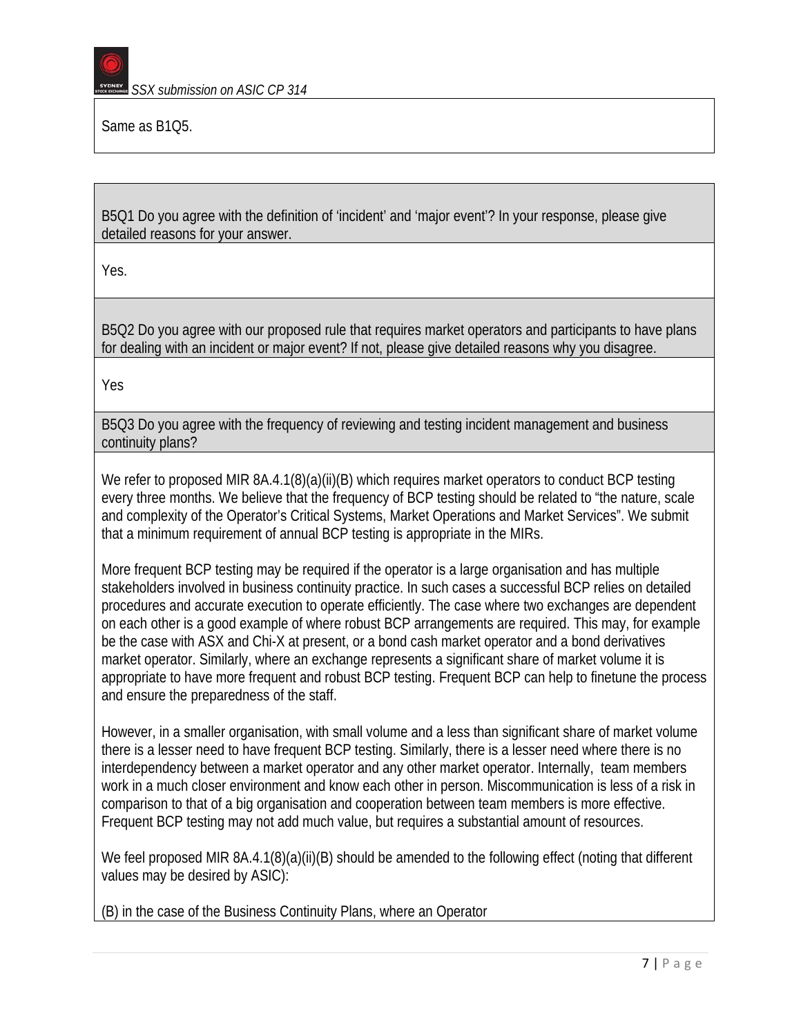Same as B1Q5.

**B5Q1 Do you agree with the definition of 'incident' and 'major event'? In your response, please give detailed reasons for your answer.**

Yes.

**B5Q2 Do you agree with our proposed rule that requires market operators and participants to have plans for dealing with an incident or major event? If not, please give detailed reasons why you disagree.**

Yes

**B5Q3 Do you agree with the frequency of reviewing and testing incident management and business continuity plans?**

We refer to proposed MIR 8A.4.1(8)(a)(ii)(B) which requires market operators to conduct BCP testing every three months. We believe that the frequency of BCP testing should be related to "the nature, scale and complexity of the Operator's Critical Systems, Market Operations and Market Services". We submit that a minimum requirement of annual BCP testing is appropriate in the MIRs.

More frequent BCP testing may be required if the operator is a large organisation and has multiple stakeholders involved in business continuity practice. In such cases a successful BCP relies on detailed procedures and accurate execution to operate efficiently. The case where two exchanges are dependent on each other is a good example of where robust BCP arrangements are required. This may, for example be the case with ASX and Chi-X at present, or a bond cash market operator and a bond derivatives market operator. Similarly, where an exchange represents a significant share of market volume it is appropriate to have more frequent and robust BCP testing. Frequent BCP can help to finetune the process and ensure the preparedness of the staff.

However, in a smaller organisation, with small volume and a less than significant share of market volume there is a lesser need to have frequent BCP testing. Similarly, there is a lesser need where there is no interdependency between a market operator and any other market operator. Internally, team members work in a much closer environment and know each other in person. Miscommunication is less of a risk in comparison to that of a big organisation and cooperation between team members is more effective. Frequent BCP testing may not add much value, but requires a substantial amount of resources.

We feel proposed MIR 8A.4.1(8)(a)(ii)(B) should be amended to the following effect (noting that different values may be desired by ASIC):

(B) in the case of the Business Continuity Plans, where an Operator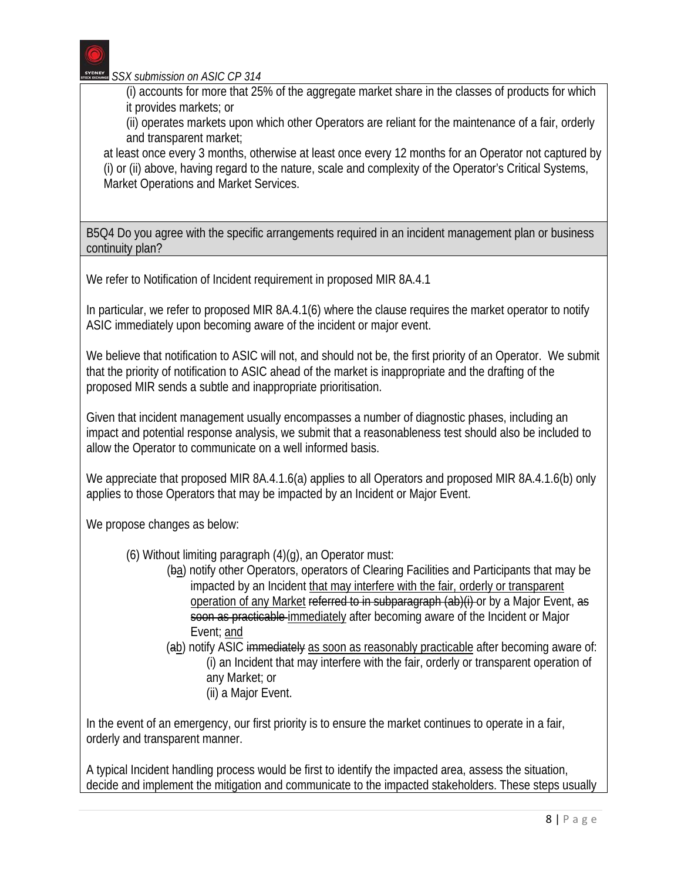(i) accounts for more that 25% of the aggregate market share in the classes of products for which it provides markets; or

(ii) operates markets upon which other Operators are reliant for the maintenance of a fair, orderly and transparent market;

at least once every 3 months, otherwise at least once every 12 months for an Operator not captured by (i) or (ii) above, having regard to the nature, scale and complexity of the Operator's Critical Systems, Market Operations and Market Services.

**B5Q4 Do you agree with the specific arrangements required in an incident management plan or business continuity plan?**

We refer to Notification of Incident requirement in proposed MIR 8A.4.1

In particular, we refer to proposed MIR 8A.4.1(6) where the clause requires the market operator to notify ASIC immediately upon becoming aware of the incident or major event.

We believe that notification to ASIC will not, and should not be, the first priority of an Operator. We submit that the priority of notification to ASIC ahead of the market is inappropriate and the drafting of the proposed MIR sends a subtle and inappropriate prioritisation.

Given that incident management usually encompasses a number of diagnostic phases, including an impact and potential response analysis, we submit that a reasonableness test should also be included to allow the Operator to communicate on a well informed basis.

We appreciate that proposed MIR 8A.4.1.6(a) applies to all Operators and proposed MIR 8A.4.1.6(b) only applies to those Operators that may be impacted by an Incident or Major Event.

We propose changes as below:

> (6) Without limiting paragraph (4)(g), an Operator must:
>
> (~~b~~a) notify other Operators, operators of Clearing Facilities and Participants that may be impacted by an Incident that may interfere with the fair, orderly or transparent operation of any Market ~~referred to in subparagraph (ab)(i)~~ or by a Major Event, ~~as soon as practicable~~ immediately after becoming aware of the Incident or Major Event; and
>
> (~~a~~b) notify ASIC ~~immediately~~ as soon as reasonably practicable after becoming aware of:
>
> (i) an Incident that may interfere with the fair, orderly or transparent operation of any Market; or
>
> (ii) a Major Event.

In the event of an emergency, our first priority is to ensure the market continues to operate in a fair, orderly and transparent manner.

A typical Incident handling process would be first to identify the impacted area, assess the situation, decide and implement the mitigation and communicate to the impacted stakeholders. These steps usually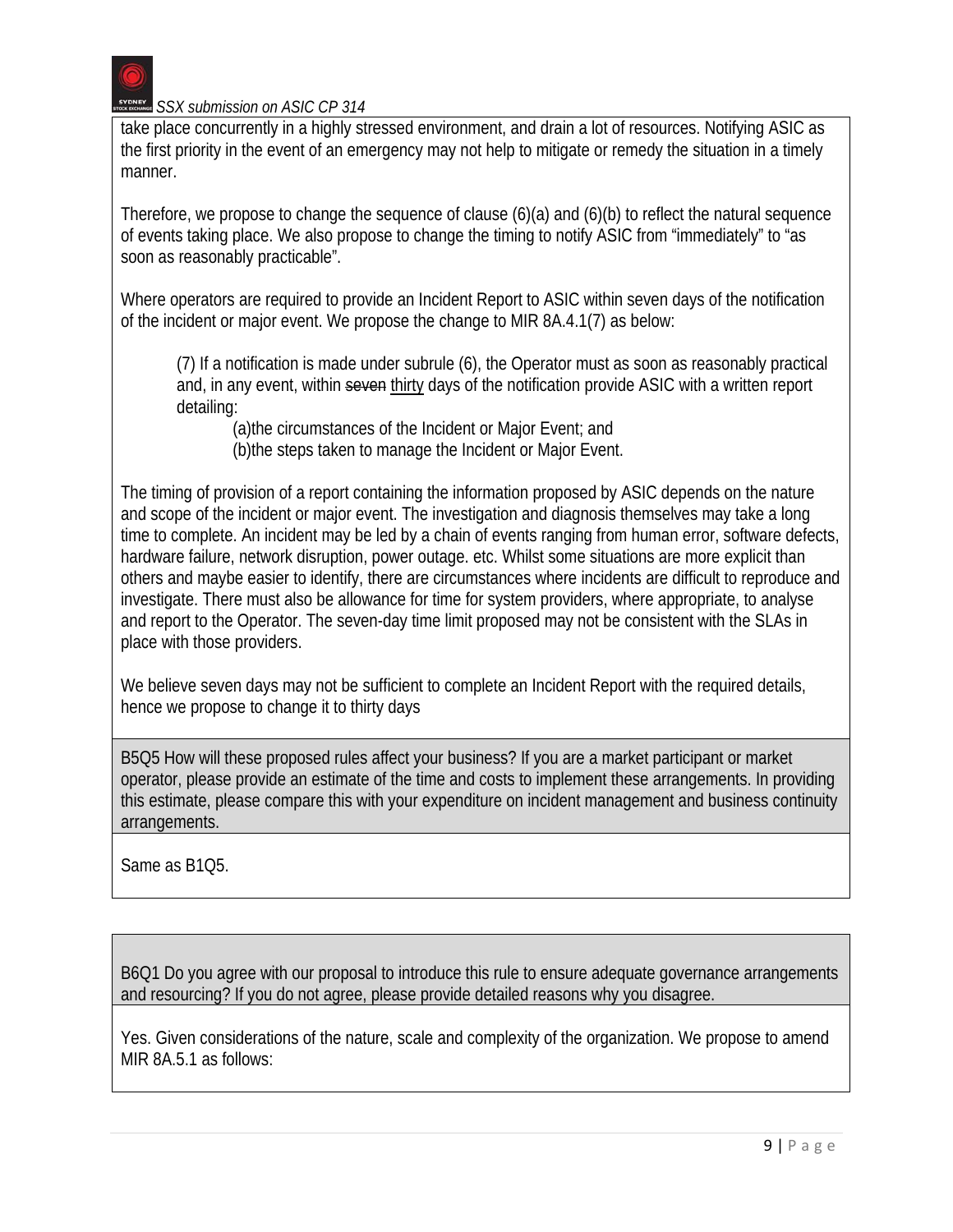take place concurrently in a highly stressed environment, and drain a lot of resources. Notifying ASIC as the first priority in the event of an emergency may not help to mitigate or remedy the situation in a timely manner.

Therefore, we propose to change the sequence of clause (6)(a) and (6)(b) to reflect the natural sequence of events taking place. We also propose to change the timing to notify ASIC from "immediately" to "as soon as reasonably practicable".

Where operators are required to provide an Incident Report to ASIC within seven days of the notification of the incident or major event. We propose the change to MIR 8A.4.1(7) as below:

> (7) If a notification is made under subrule (6), the Operator must as soon as reasonably practical and, in any event, within ~~seven~~ <u>thirty</u> days of the notification provide ASIC with a written report detailing:
>
> (a)the circumstances of the Incident or Major Event; and
>
> (b)the steps taken to manage the Incident or Major Event.

The timing of provision of a report containing the information proposed by ASIC depends on the nature and scope of the incident or major event. The investigation and diagnosis themselves may take a long time to complete. An incident may be led by a chain of events ranging from human error, software defects, hardware failure, network disruption, power outage. etc. Whilst some situations are more explicit than others and maybe easier to identify, there are circumstances where incidents are difficult to reproduce and investigate. There must also be allowance for time for system providers, where appropriate, to analyse and report to the Operator. The seven-day time limit proposed may not be consistent with the SLAs in place with those providers.

We believe seven days may not be sufficient to complete an Incident Report with the required details, hence we propose to change it to thirty days

| B5Q5 How will these proposed rules affect your business? If you are a market participant or market operator, please provide an estimate of the time and costs to implement these arrangements. In providing this estimate, please compare this with your expenditure on incident management and business continuity arrangements. |
|---|
| Same as B1Q5. |

| B6Q1 Do you agree with our proposal to introduce this rule to ensure adequate governance arrangements and resourcing? If you do not agree, please provide detailed reasons why you disagree. |
|---|
| Yes. Given considerations of the nature, scale and complexity of the organization. We propose to amend MIR 8A.5.1 as follows: |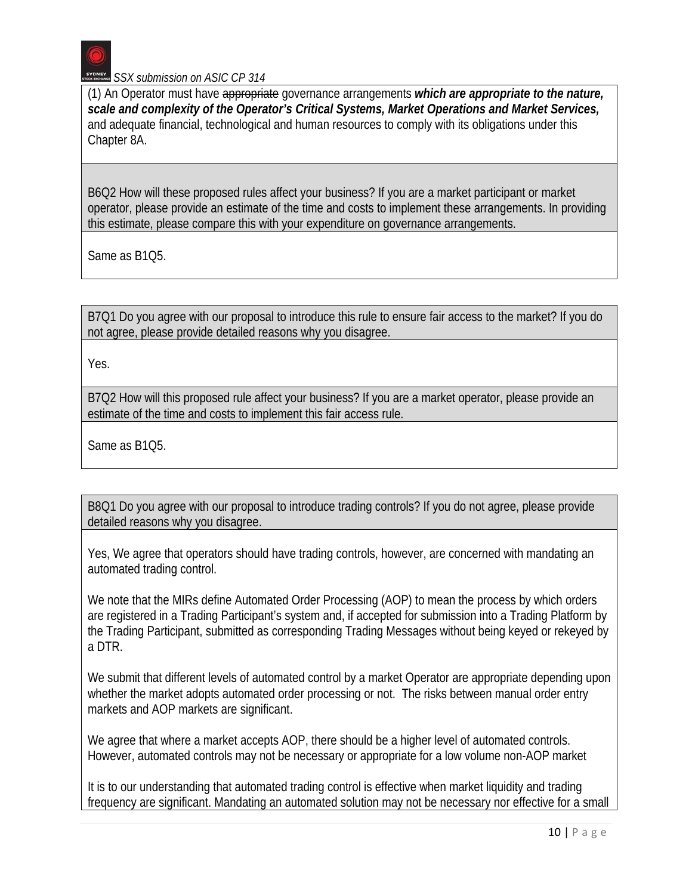(1) An Operator must have ~~appropriate~~ governance arrangements ***which are appropriate to the nature, scale and complexity of the Operator's Critical Systems, Market Operations and Market Services,*** and adequate financial, technological and human resources to comply with its obligations under this Chapter 8A.

B6Q2 How will these proposed rules affect your business? If you are a market participant or market operator, please provide an estimate of the time and costs to implement these arrangements. In providing this estimate, please compare this with your expenditure on governance arrangements.

Same as B1Q5.

B7Q1 Do you agree with our proposal to introduce this rule to ensure fair access to the market? If you do not agree, please provide detailed reasons why you disagree.

Yes.

B7Q2 How will this proposed rule affect your business? If you are a market operator, please provide an estimate of the time and costs to implement this fair access rule.

Same as B1Q5.

B8Q1 Do you agree with our proposal to introduce trading controls? If you do not agree, please provide detailed reasons why you disagree.

Yes, We agree that operators should have trading controls, however, are concerned with mandating an automated trading control.

We note that the MIRs define Automated Order Processing (AOP) to mean the process by which orders are registered in a Trading Participant's system and, if accepted for submission into a Trading Platform by the Trading Participant, submitted as corresponding Trading Messages without being keyed or rekeyed by a DTR.

We submit that different levels of automated control by a market Operator are appropriate depending upon whether the market adopts automated order processing or not. The risks between manual order entry markets and AOP markets are significant.

We agree that where a market accepts AOP, there should be a higher level of automated controls. However, automated controls may not be necessary or appropriate for a low volume non-AOP market

It is to our understanding that automated trading control is effective when market liquidity and trading frequency are significant. Mandating an automated solution may not be necessary nor effective for a small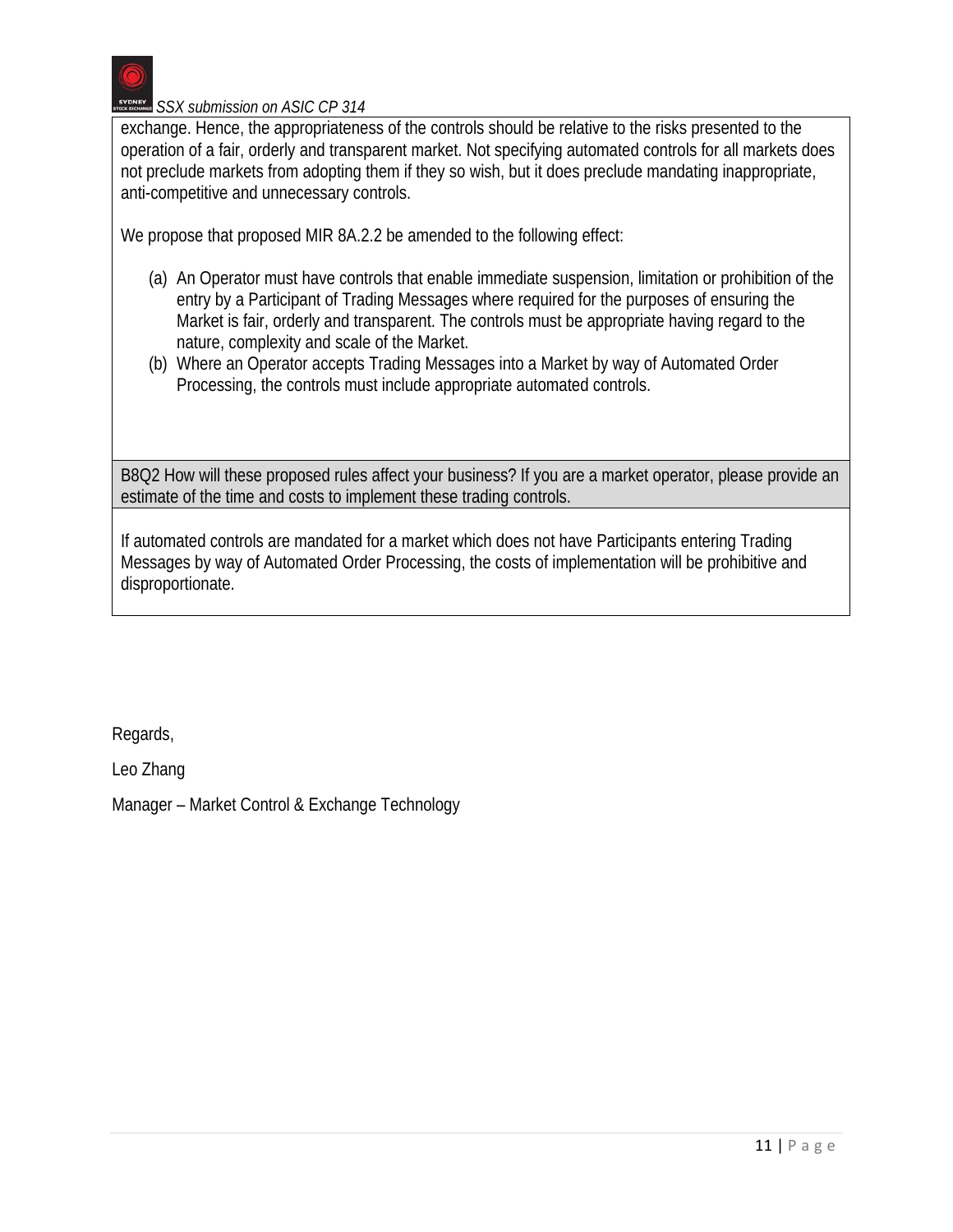exchange. Hence, the appropriateness of the controls should be relative to the risks presented to the operation of a fair, orderly and transparent market. Not specifying automated controls for all markets does not preclude markets from adopting them if they so wish, but it does preclude mandating inappropriate, anti-competitive and unnecessary controls.

We propose that proposed MIR 8A.2.2 be amended to the following effect:

(a) An Operator must have controls that enable immediate suspension, limitation or prohibition of the entry by a Participant of Trading Messages where required for the purposes of ensuring the Market is fair, orderly and transparent. The controls must be appropriate having regard to the nature, complexity and scale of the Market.

(b) Where an Operator accepts Trading Messages into a Market by way of Automated Order Processing, the controls must include appropriate automated controls.

**B8Q2 How will these proposed rules affect your business? If you are a market operator, please provide an estimate of the time and costs to implement these trading controls.**

If automated controls are mandated for a market which does not have Participants entering Trading Messages by way of Automated Order Processing, the costs of implementation will be prohibitive and disproportionate.

Regards,

Leo Zhang

Manager – Market Control & Exchange Technology